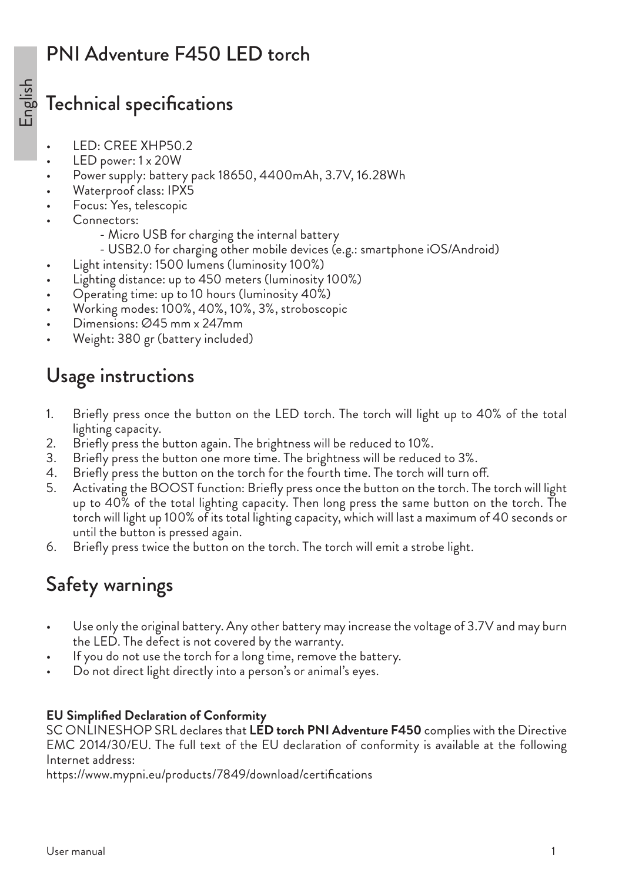# PNI Adventure F450 LED torch

## Technical specifications

- LED: CREE XHP50.2
- LED power: 1 x 20W
- Power supply: battery pack 18650, 4400mAh, 3.7V, 16.28Wh
- Waterproof class: IPX5
- Focus: Yes, telescopic
- Connectors:
  - Micro USB for charging the internal battery
  - USB2.0 for charging other mobile devices (e.g.: smartphone iOS/Android)
- Light intensity: 1500 lumens (luminosity 100%)
- Lighting distance: up to 450 meters (luminosity 100%)
- Operating time: up to 10 hours (luminosity 40%)
- Working modes: 100%, 40%, 10%, 3%, stroboscopic
- Dimensions: Ø45 mm x 247mm
- Weight: 380 gr (battery included)

## Usage instructions

1. Briefly press once the button on the LED torch. The torch will light up to 40% of the total lighting capacity.
2. Briefly press the button again. The brightness will be reduced to 10%.
3. Briefly press the button one more time. The brightness will be reduced to 3%.
4. Briefly press the button on the torch for the fourth time. The torch will turn off.
5. Activating the BOOST function: Briefly press once the button on the torch. The torch will light up to 40% of the total lighting capacity. Then long press the same button on the torch. The torch will light up 100% of its total lighting capacity, which will last a maximum of 40 seconds or until the button is pressed again.
6. Briefly press twice the button on the torch. The torch will emit a strobe light.

## Safety warnings

- Use only the original battery. Any other battery may increase the voltage of 3.7V and may burn the LED. The defect is not covered by the warranty.
- If you do not use the torch for a long time, remove the battery.
- Do not direct light directly into a person's or animal's eyes.

**EU Simplified Declaration of Conformity**

SC ONLINESHOP SRL declares that **LED torch PNI Adventure F450** complies with the Directive EMC 2014/30/EU. The full text of the EU declaration of conformity is available at the following Internet address:

https://www.mypni.eu/products/7849/download/certifications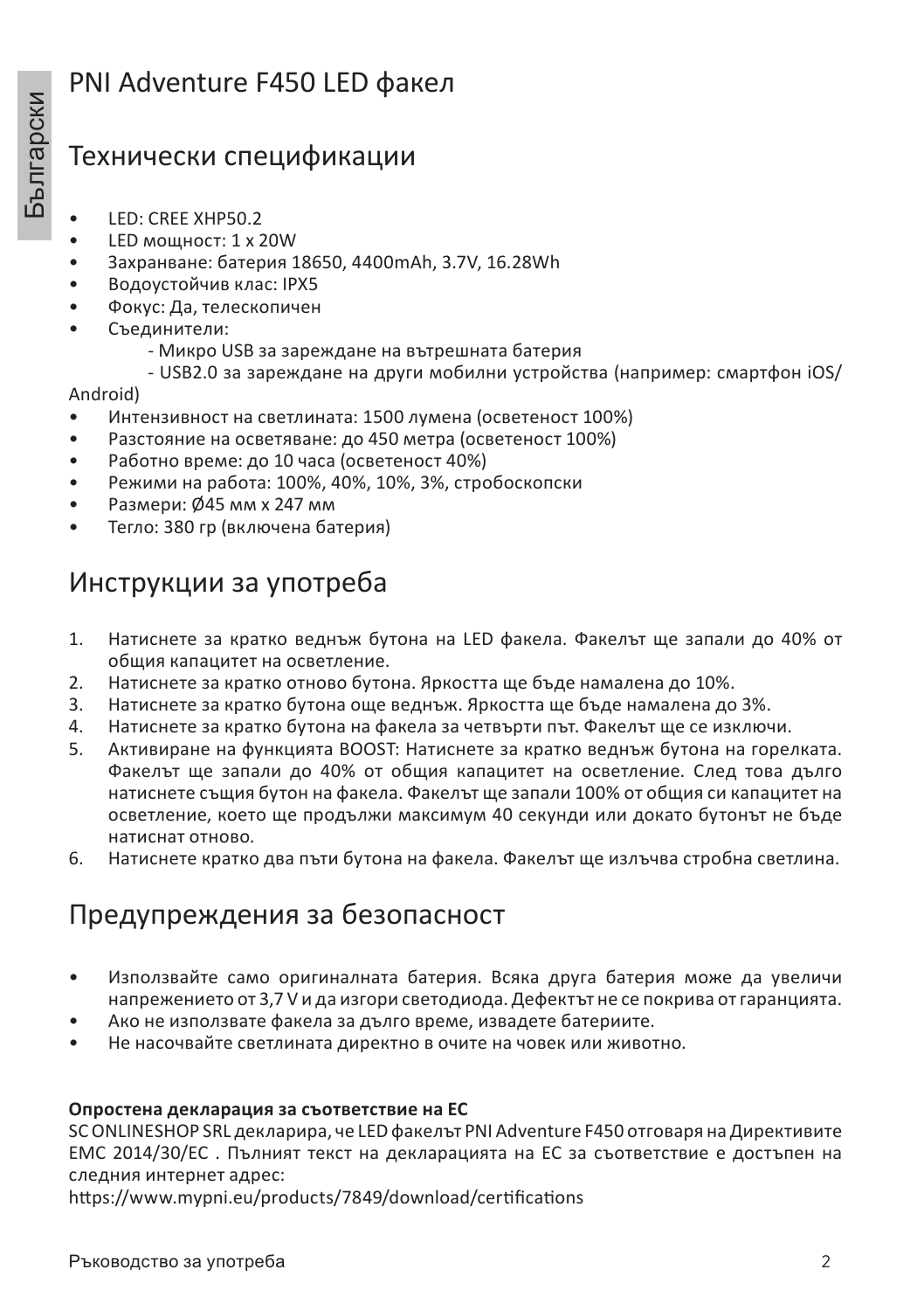# PNI Adventure F450 LED факел

## Технически спецификации

- LED: CREE XHP50.2
- LED мощност: 1 x 20W
- Захранване: батерия 18650, 4400mAh, 3.7V, 16.28Wh
- Водоустойчив клас: IPX5
- Фокус: Да, телескопичен
- Съединители:
  - Микро USB за зареждане на вътрешната батерия
  - USB2.0 за зареждане на други мобилни устройства (например: смартфон iOS/Android)
- Интензивност на светлината: 1500 лумена (осветеност 100%)
- Разстояние на осветяване: до 450 метра (осветеност 100%)
- Работно време: до 10 часа (осветеност 40%)
- Режими на работа: 100%, 40%, 10%, 3%, стробоскопски
- Размери: Ø45 мм x 247 мм
- Тегло: 380 гр (включена батерия)

## Инструкции за употреба

1. Натиснете за кратко веднъж бутона на LED факела. Факелът ще запали до 40% от общия капацитет на осветление.
2. Натиснете за кратко отново бутона. Яркостта ще бъде намалена до 10%.
3. Натиснете за кратко бутона още веднъж. Яркостта ще бъде намалена до 3%.
4. Натиснете за кратко бутона на факела за четвърти път. Факелът ще се изключи.
5. Активиране на функцията BOOST: Натиснете за кратко веднъж бутона на горелката. Факелът ще запали до 40% от общия капацитет на осветление. След това дълго натиснете същия бутон на факела. Факелът ще запали 100% от общия си капацитет на осветление, което ще продължи максимум 40 секунди или докато бутонът не бъде натиснат отново.
6. Натиснете кратко два пъти бутона на факела. Факелът ще излъчва стробна светлина.

## Предупреждения за безопасност

- Използвайте само оригиналната батерия. Всяка друга батерия може да увеличи напрежението от 3,7 V и да изгори светодиода. Дефектът не се покрива от гаранцията.
- Ако не използвате факела за дълго време, извадете батериите.
- Не насочвайте светлината директно в очите на човек или животно.

**Опростена декларация за съответствие на ЕС**

SC ONLINESHOP SRL декларира, че LED факелът PNI Adventure F450 отговаря на Директивите EMC 2014/30/EC . Пълният текст на декларацията на ЕС за съответствие е достъпен на следния интернет адрес:
https://www.mypni.eu/products/7849/download/certifications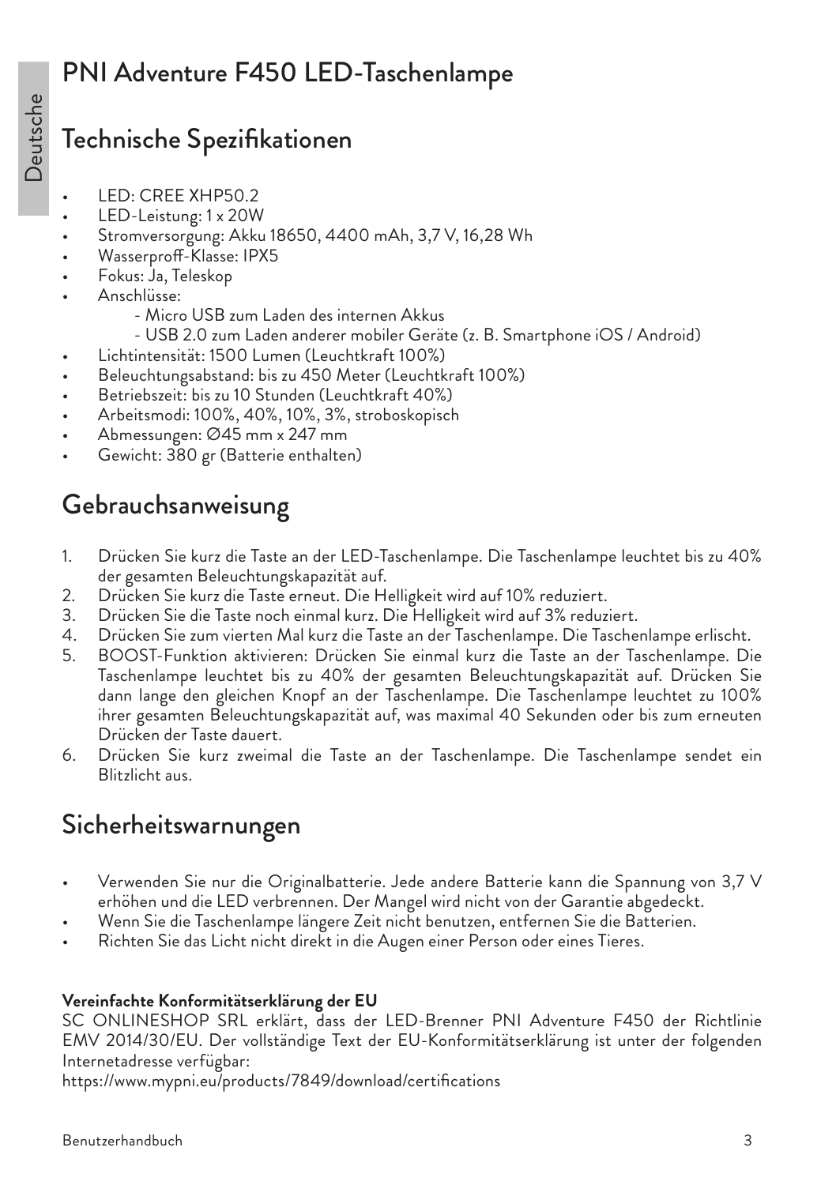# PNI Adventure F450 LED-Taschenlampe

## Technische Spezifikationen

- LED: CREE XHP50.2
- LED-Leistung: 1 x 20W
- Stromversorgung: Akku 18650, 4400 mAh, 3,7 V, 16,28 Wh
- Wasserproff-Klasse: IPX5
- Fokus: Ja, Teleskop
- Anschlüsse:
  - Micro USB zum Laden des internen Akkus
  - USB 2.0 zum Laden anderer mobiler Geräte (z. B. Smartphone iOS / Android)
- Lichtintensität: 1500 Lumen (Leuchtkraft 100%)
- Beleuchtungsabstand: bis zu 450 Meter (Leuchtkraft 100%)
- Betriebszeit: bis zu 10 Stunden (Leuchtkraft 40%)
- Arbeitsmodi: 100%, 40%, 10%, 3%, stroboskopisch
- Abmessungen: Ø45 mm x 247 mm
- Gewicht: 380 gr (Batterie enthalten)

## Gebrauchsanweisung

1. Drücken Sie kurz die Taste an der LED-Taschenlampe. Die Taschenlampe leuchtet bis zu 40% der gesamten Beleuchtungskapazität auf.
2. Drücken Sie kurz die Taste erneut. Die Helligkeit wird auf 10% reduziert.
3. Drücken Sie die Taste noch einmal kurz. Die Helligkeit wird auf 3% reduziert.
4. Drücken Sie zum vierten Mal kurz die Taste an der Taschenlampe. Die Taschenlampe erlischt.
5. BOOST-Funktion aktivieren: Drücken Sie einmal kurz die Taste an der Taschenlampe. Die Taschenlampe leuchtet bis zu 40% der gesamten Beleuchtungskapazität auf. Drücken Sie dann lange den gleichen Knopf an der Taschenlampe. Die Taschenlampe leuchtet zu 100% ihrer gesamten Beleuchtungskapazität auf, was maximal 40 Sekunden oder bis zum erneuten Drücken der Taste dauert.
6. Drücken Sie kurz zweimal die Taste an der Taschenlampe. Die Taschenlampe sendet ein Blitzlicht aus.

## Sicherheitswarnungen

- Verwenden Sie nur die Originalbatterie. Jede andere Batterie kann die Spannung von 3,7 V erhöhen und die LED verbrennen. Der Mangel wird nicht von der Garantie abgedeckt.
- Wenn Sie die Taschenlampe längere Zeit nicht benutzen, entfernen Sie die Batterien.
- Richten Sie das Licht nicht direkt in die Augen einer Person oder eines Tieres.

**Vereinfachte Konformitätserklärung der EU**

SC ONLINESHOP SRL erklärt, dass der LED-Brenner PNI Adventure F450 der Richtlinie EMV 2014/30/EU. Der vollständige Text der EU-Konformitätserklärung ist unter der folgenden Internetadresse verfügbar:

https://www.mypni.eu/products/7849/download/certifications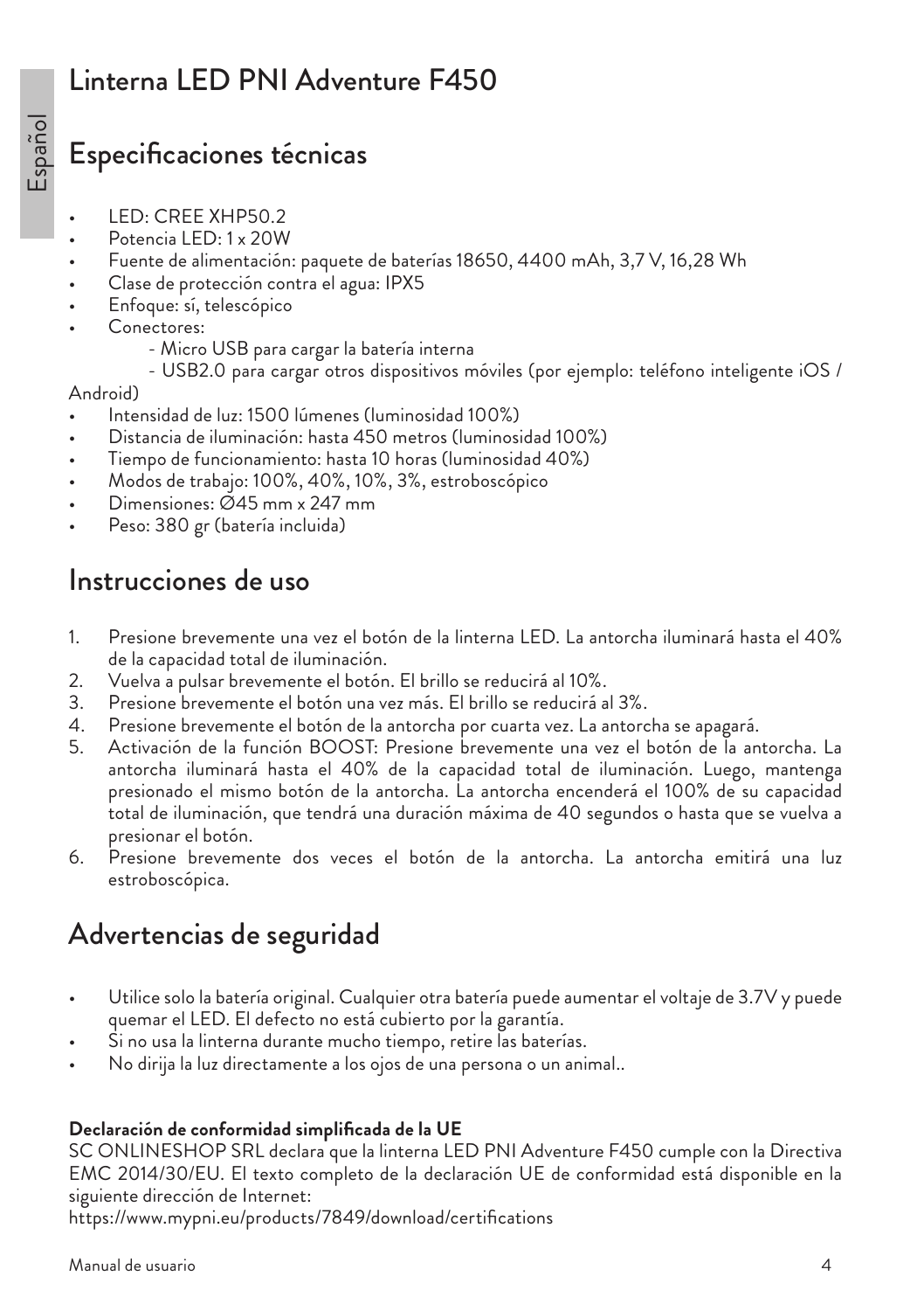# Linterna LED PNI Adventure F450

## Especificaciones técnicas

- LED: CREE XHP50.2
- Potencia LED: 1 x 20W
- Fuente de alimentación: paquete de baterías 18650, 4400 mAh, 3,7 V, 16,28 Wh
- Clase de protección contra el agua: IPX5
- Enfoque: sí, telescópico
- Conectores:
  - Micro USB para cargar la batería interna
  - USB2.0 para cargar otros dispositivos móviles (por ejemplo: teléfono inteligente iOS / Android)
- Intensidad de luz: 1500 lúmenes (luminosidad 100%)
- Distancia de iluminación: hasta 450 metros (luminosidad 100%)
- Tiempo de funcionamiento: hasta 10 horas (luminosidad 40%)
- Modos de trabajo: 100%, 40%, 10%, 3%, estroboscópico
- Dimensiones: Ø45 mm x 247 mm
- Peso: 380 gr (batería incluida)

## Instrucciones de uso

1. Presione brevemente una vez el botón de la linterna LED. La antorcha iluminará hasta el 40% de la capacidad total de iluminación.
2. Vuelva a pulsar brevemente el botón. El brillo se reducirá al 10%.
3. Presione brevemente el botón una vez más. El brillo se reducirá al 3%.
4. Presione brevemente el botón de la antorcha por cuarta vez. La antorcha se apagará.
5. Activación de la función BOOST: Presione brevemente una vez el botón de la antorcha. La antorcha iluminará hasta el 40% de la capacidad total de iluminación. Luego, mantenga presionado el mismo botón de la antorcha. La antorcha encenderá el 100% de su capacidad total de iluminación, que tendrá una duración máxima de 40 segundos o hasta que se vuelva a presionar el botón.
6. Presione brevemente dos veces el botón de la antorcha. La antorcha emitirá una luz estroboscópica.

## Advertencias de seguridad

- Utilice solo la batería original. Cualquier otra batería puede aumentar el voltaje de 3.7V y puede quemar el LED. El defecto no está cubierto por la garantía.
- Si no usa la linterna durante mucho tiempo, retire las baterías.
- No dirija la luz directamente a los ojos de una persona o un animal..

**Declaración de conformidad simplificada de la UE**

SC ONLINESHOP SRL declara que la linterna LED PNI Adventure F450 cumple con la Directiva EMC 2014/30/EU. El texto completo de la declaración UE de conformidad está disponible en la siguiente dirección de Internet:

https://www.mypni.eu/products/7849/download/certifications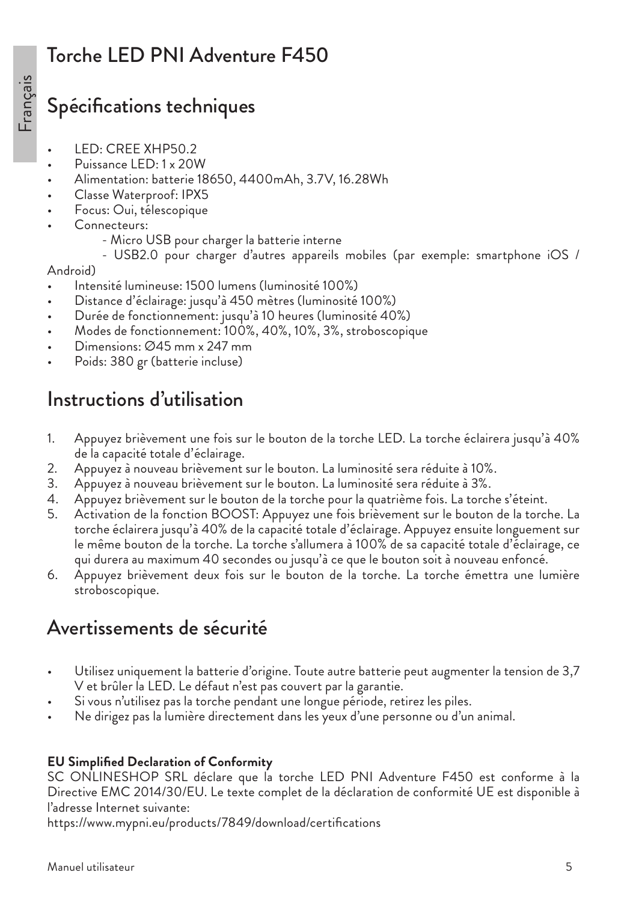# Torche LED PNI Adventure F450

## Spécifications techniques

- LED: CREE XHP50.2
- Puissance LED: 1 x 20W
- Alimentation: batterie 18650, 4400mAh, 3.7V, 16.28Wh
- Classe Waterproof: IPX5
- Focus: Oui, télescopique
- Connecteurs:
    - Micro USB pour charger la batterie interne
    - USB2.0 pour charger d'autres appareils mobiles (par exemple: smartphone iOS / Android)
- Intensité lumineuse: 1500 lumens (luminosité 100%)
- Distance d'éclairage: jusqu'à 450 mètres (luminosité 100%)
- Durée de fonctionnement: jusqu'à 10 heures (luminosité 40%)
- Modes de fonctionnement: 100%, 40%, 10%, 3%, stroboscopique
- Dimensions: Ø45 mm x 247 mm
- Poids: 380 gr (batterie incluse)

## Instructions d'utilisation

1. Appuyez brièvement une fois sur le bouton de la torche LED. La torche éclairera jusqu'à 40% de la capacité totale d'éclairage.
2. Appuyez à nouveau brièvement sur le bouton. La luminosité sera réduite à 10%.
3. Appuyez à nouveau brièvement sur le bouton. La luminosité sera réduite à 3%.
4. Appuyez brièvement sur le bouton de la torche pour la quatrième fois. La torche s'éteint.
5. Activation de la fonction BOOST: Appuyez une fois brièvement sur le bouton de la torche. La torche éclairera jusqu'à 40% de la capacité totale d'éclairage. Appuyez ensuite longuement sur le même bouton de la torche. La torche s'allumera à 100% de sa capacité totale d'éclairage, ce qui durera au maximum 40 secondes ou jusqu'à ce que le bouton soit à nouveau enfoncé.
6. Appuyez brièvement deux fois sur le bouton de la torche. La torche émettra une lumière stroboscopique.

## Avertissements de sécurité

- Utilisez uniquement la batterie d'origine. Toute autre batterie peut augmenter la tension de 3,7 V et brûler la LED. Le défaut n'est pas couvert par la garantie.
- Si vous n'utilisez pas la torche pendant une longue période, retirez les piles.
- Ne dirigez pas la lumière directement dans les yeux d'une personne ou d'un animal.

**EU Simplified Declaration of Conformity**

SC ONLINESHOP SRL déclare que la torche LED PNI Adventure F450 est conforme à la Directive EMC 2014/30/EU. Le texte complet de la déclaration de conformité UE est disponible à l'adresse Internet suivante:

https://www.mypni.eu/products/7849/download/certifications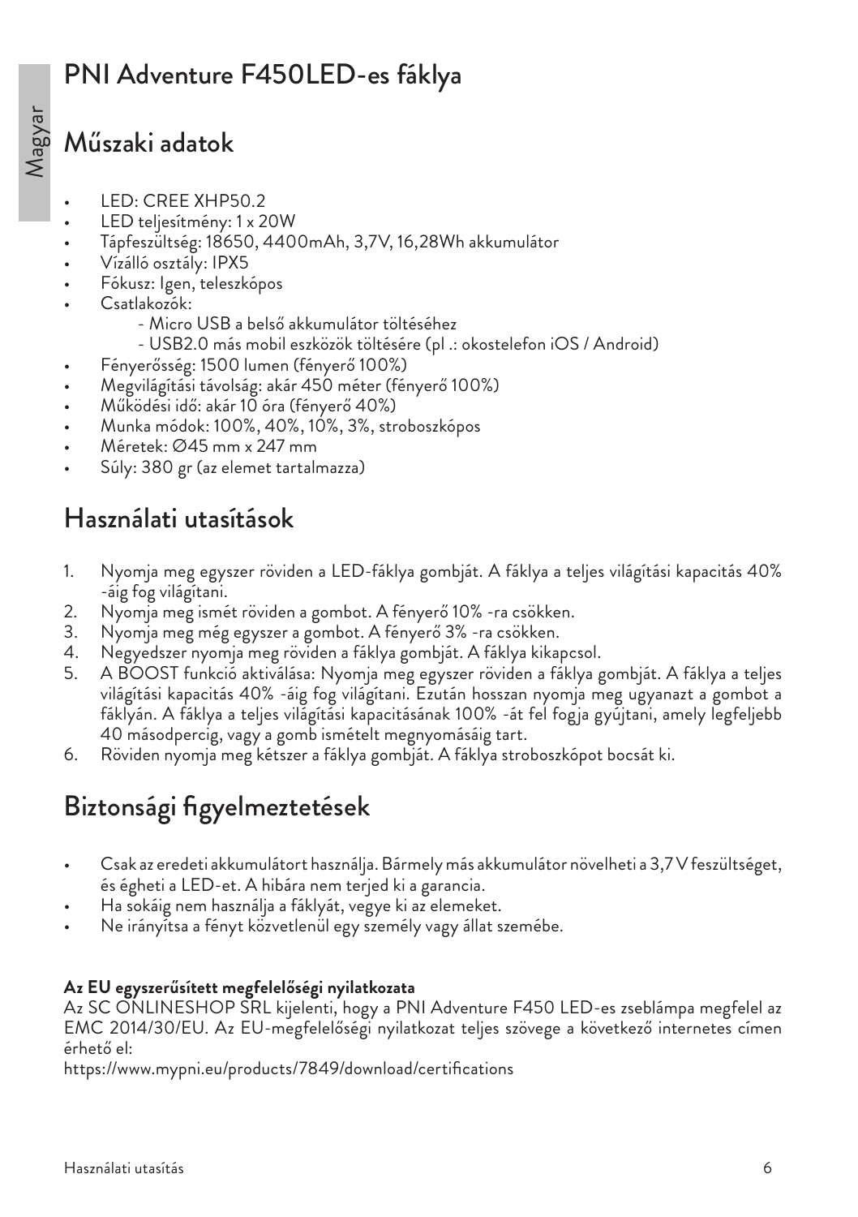# PNI Adventure F450LED-es fáklya

## Műszaki adatok

- LED: CREE XHP50.2
- LED teljesítmény: 1 x 20W
- Tápfeszültség: 18650, 4400mAh, 3,7V, 16,28Wh akkumulátor
- Vízálló osztály: IPX5
- Fókusz: Igen, teleszkópos
- Csatlakozók:
  - Micro USB a belső akkumulátor töltéséhez
  - USB2.0 más mobil eszközök töltésére (pl .: okostelefon iOS / Android)
- Fényerősség: 1500 lumen (fényerő 100%)
- Megvilágítási távolság: akár 450 méter (fényerő 100%)
- Működési idő: akár 10 óra (fényerő 40%)
- Munka módok: 100%, 40%, 10%, 3%, stroboszkópos
- Méretek: Ø45 mm x 247 mm
- Súly: 380 gr (az elemet tartalmazza)

## Használati utasítások

1. Nyomja meg egyszer röviden a LED-fáklya gombját. A fáklya a teljes világítási kapacitás 40% -áig fog világítani.
2. Nyomja meg ismét röviden a gombot. A fényerő 10% -ra csökken.
3. Nyomja meg még egyszer a gombot. A fényerő 3% -ra csökken.
4. Negyedszer nyomja meg röviden a fáklya gombját. A fáklya kikapcsol.
5. A BOOST funkció aktiválása: Nyomja meg egyszer röviden a fáklya gombját. A fáklya a teljes világítási kapacitás 40% -áig fog világítani. Ezután hosszan nyomja meg ugyanazt a gombot a fáklyán. A fáklya a teljes világítási kapacitásának 100% -át fel fogja gyújtani, amely legfeljebb 40 másodpercig, vagy a gomb ismételt megnyomásáig tart.
6. Röviden nyomja meg kétszer a fáklya gombját. A fáklya stroboszkópot bocsát ki.

## Biztonsági figyelmeztetések

- Csak az eredeti akkumulátort használja. Bármely más akkumulátor növelheti a 3,7 V feszültséget, és égheti a LED-et. A hibára nem terjed ki a garancia.
- Ha sokáig nem használja a fáklyát, vegye ki az elemeket.
- Ne irányítsa a fényt közvetlenül egy személy vagy állat szemébe.

**Az EU egyszerűsített megfelelőségi nyilatkozata**
Az SC ONLINESHOP SRL kijelenti, hogy a PNI Adventure F450 LED-es zseblámpa megfelel az EMC 2014/30/EU. Az EU-megfelelőségi nyilatkozat teljes szövege a következő internetes címen érhető el:
https://www.mypni.eu/products/7849/download/certifications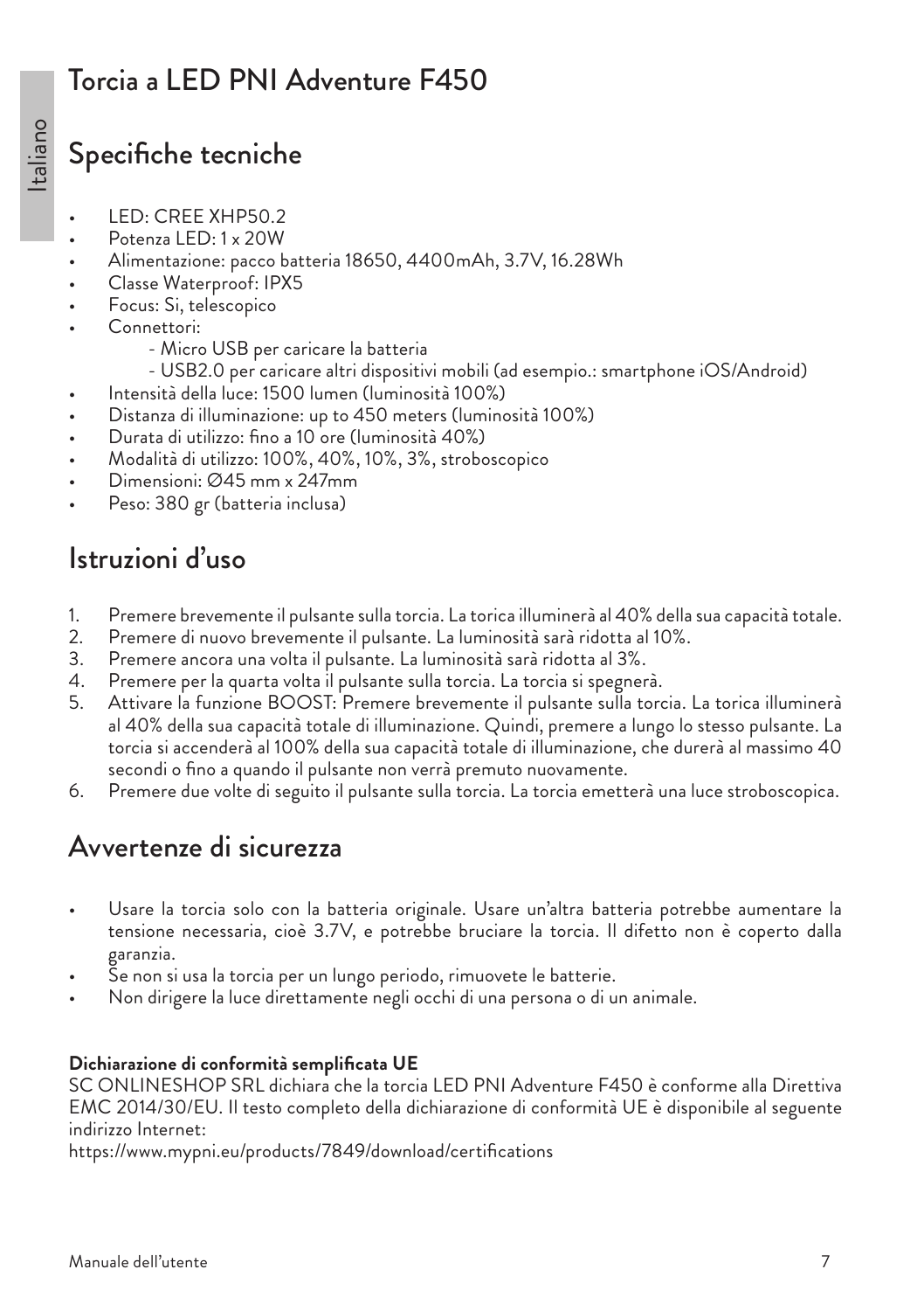# Torcia a LED PNI Adventure F450

## Specifiche tecniche

- LED: CREE XHP50.2
- Potenza LED: 1 x 20W
- Alimentazione: pacco batteria 18650, 4400mAh, 3.7V, 16.28Wh
- Classe Waterproof: IPX5
- Focus: Si, telescopico
- Connettori:
  - Micro USB per caricare la batteria
  - USB2.0 per caricare altri dispositivi mobili (ad esempio.: smartphone iOS/Android)
- Intensità della luce: 1500 lumen (luminosità 100%)
- Distanza di illuminazione: up to 450 meters (luminosità 100%)
- Durata di utilizzo: fino a 10 ore (luminosità 40%)
- Modalità di utilizzo: 100%, 40%, 10%, 3%, stroboscopico
- Dimensioni: Ø45 mm x 247mm
- Peso: 380 gr (batteria inclusa)

## Istruzioni d'uso

1. Premere brevemente il pulsante sulla torcia. La torica illuminerà al 40% della sua capacità totale.
2. Premere di nuovo brevemente il pulsante. La luminosità sarà ridotta al 10%.
3. Premere ancora una volta il pulsante. La luminosità sarà ridotta al 3%.
4. Premere per la quarta volta il pulsante sulla torcia. La torcia si spegnerà.
5. Attivare la funzione BOOST: Premere brevemente il pulsante sulla torcia. La torica illuminerà al 40% della sua capacità totale di illuminazione. Quindi, premere a lungo lo stesso pulsante. La torcia si accenderà al 100% della sua capacità totale di illuminazione, che durerà al massimo 40 secondi o fino a quando il pulsante non verrà premuto nuovamente.
6. Premere due volte di seguito il pulsante sulla torcia. La torcia emetterà una luce stroboscopica.

## Avvertenze di sicurezza

- Usare la torcia solo con la batteria originale. Usare un'altra batteria potrebbe aumentare la tensione necessaria, cioè 3.7V, e potrebbe bruciare la torcia. Il difetto non è coperto dalla garanzia.
- Se non si usa la torcia per un lungo periodo, rimuovete le batterie.
- Non dirigere la luce direttamente negli occhi di una persona o di un animale.

**Dichiarazione di conformità semplificata UE**

SC ONLINESHOP SRL dichiara che la torcia LED PNI Adventure F450 è conforme alla Direttiva EMC 2014/30/EU. Il testo completo della dichiarazione di conformità UE è disponibile al seguente indirizzo Internet:

https://www.mypni.eu/products/7849/download/certifications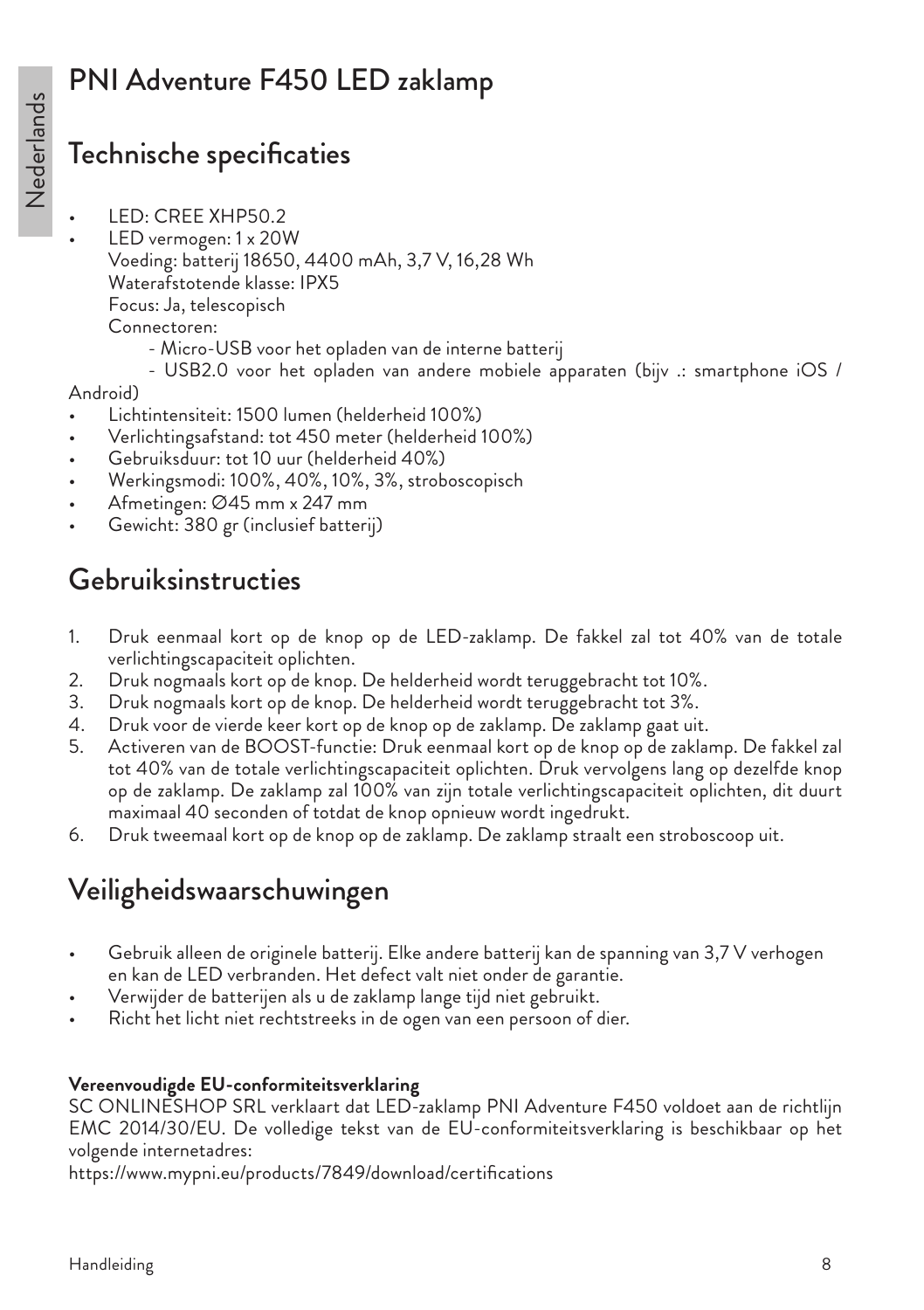# PNI Adventure F450 LED zaklamp

## Technische specificaties

- LED: CREE XHP50.2
- LED vermogen: 1 x 20W
  Voeding: batterij 18650, 4400 mAh, 3,7 V, 16,28 Wh
  Waterafstotende klasse: IPX5
  Focus: Ja, telescopisch
  Connectoren:
  - Micro-USB voor het opladen van de interne batterij
  - USB2.0 voor het opladen van andere mobiele apparaten (bijv .: smartphone iOS / Android)
- Lichtintensiteit: 1500 lumen (helderheid 100%)
- Verlichtingsafstand: tot 450 meter (helderheid 100%)
- Gebruiksduur: tot 10 uur (helderheid 40%)
- Werkingsmodi: 100%, 40%, 10%, 3%, stroboscopisch
- Afmetingen: Ø45 mm x 247 mm
- Gewicht: 380 gr (inclusief batterij)

## Gebruiksinstructies

1. Druk eenmaal kort op de knop op de LED-zaklamp. De fakkel zal tot 40% van de totale verlichtingscapaciteit oplichten.
2. Druk nogmaals kort op de knop. De helderheid wordt teruggebracht tot 10%.
3. Druk nogmaals kort op de knop. De helderheid wordt teruggebracht tot 3%.
4. Druk voor de vierde keer kort op de knop op de zaklamp. De zaklamp gaat uit.
5. Activeren van de BOOST-functie: Druk eenmaal kort op de knop op de zaklamp. De fakkel zal tot 40% van de totale verlichtingscapaciteit oplichten. Druk vervolgens lang op dezelfde knop op de zaklamp. De zaklamp zal 100% van zijn totale verlichtingscapaciteit oplichten, dit duurt maximaal 40 seconden of totdat de knop opnieuw wordt ingedrukt.
6. Druk tweemaal kort op de knop op de zaklamp. De zaklamp straalt een stroboscoop uit.

## Veiligheidswaarschuwingen

- Gebruik alleen de originele batterij. Elke andere batterij kan de spanning van 3,7 V verhogen en kan de LED verbranden. Het defect valt niet onder de garantie.
- Verwijder de batterijen als u de zaklamp lange tijd niet gebruikt.
- Richt het licht niet rechtstreeks in de ogen van een persoon of dier.

**Vereenvoudigde EU-conformiteitsverklaring**

SC ONLINESHOP SRL verklaart dat LED-zaklamp PNI Adventure F450 voldoet aan de richtlijn EMC 2014/30/EU. De volledige tekst van de EU-conformiteitsverklaring is beschikbaar op het volgende internetadres:

https://www.mypni.eu/products/7849/download/certifications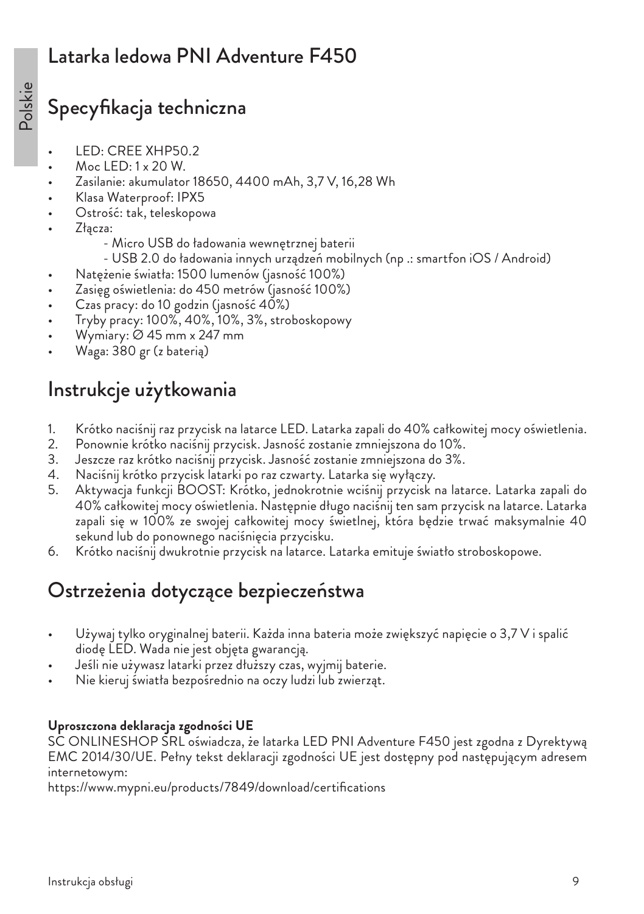# Latarka ledowa PNI Adventure F450

## Specyfikacja techniczna

- LED: CREE XHP50.2
- Moc LED: 1 x 20 W.
- Zasilanie: akumulator 18650, 4400 mAh, 3,7 V, 16,28 Wh
- Klasa Waterproof: IPX5
- Ostrość: tak, teleskopowa
- Złącza:
  - Micro USB do ładowania wewnętrznej baterii
  - USB 2.0 do ładowania innych urządzeń mobilnych (np .: smartfon iOS / Android)
- Natężenie światła: 1500 lumenów (jasność 100%)
- Zasięg oświetlenia: do 450 metrów (jasność 100%)
- Czas pracy: do 10 godzin (jasność 40%)
- Tryby pracy: 100%, 40%, 10%, 3%, stroboskopowy
- Wymiary: ∅ 45 mm x 247 mm
- Waga: 380 gr (z baterią)

## Instrukcje użytkowania

1. Krótko naciśnij raz przycisk na latarce LED. Latarka zapali do 40% całkowitej mocy oświetlenia.
2. Ponownie krótko naciśnij przycisk. Jasność zostanie zmniejszona do 10%.
3. Jeszcze raz krótko naciśnij przycisk. Jasność zostanie zmniejszona do 3%.
4. Naciśnij krótko przycisk latarki po raz czwarty. Latarka się wyłączy.
5. Aktywacja funkcji BOOST: Krótko, jednokrotnie wciśnij przycisk na latarce. Latarka zapali do 40% całkowitej mocy oświetlenia. Następnie długo naciśnij ten sam przycisk na latarce. Latarka zapali się w 100% ze swojej całkowitej mocy świetlnej, która będzie trwać maksymalnie 40 sekund lub do ponownego naciśnięcia przycisku.
6. Krótko naciśnij dwukrotnie przycisk na latarce. Latarka emituje światło stroboskopowe.

## Ostrzeżenia dotyczące bezpieczeństwa

- Używaj tylko oryginalnej baterii. Każda inna bateria może zwiększyć napięcie o 3,7 V i spalić diodę LED. Wada nie jest objęta gwarancją.
- Jeśli nie używasz latarki przez dłuższy czas, wyjmij baterie.
- Nie kieruj światła bezpośrednio na oczy ludzi lub zwierząt.

**Uproszczona deklaracja zgodności UE**

SC ONLINESHOP SRL oświadcza, że latarka LED PNI Adventure F450 jest zgodna z Dyrektywą EMC 2014/30/UE. Pełny tekst deklaracji zgodności UE jest dostępny pod następującym adresem internetowym:

https://www.mypni.eu/products/7849/download/certifications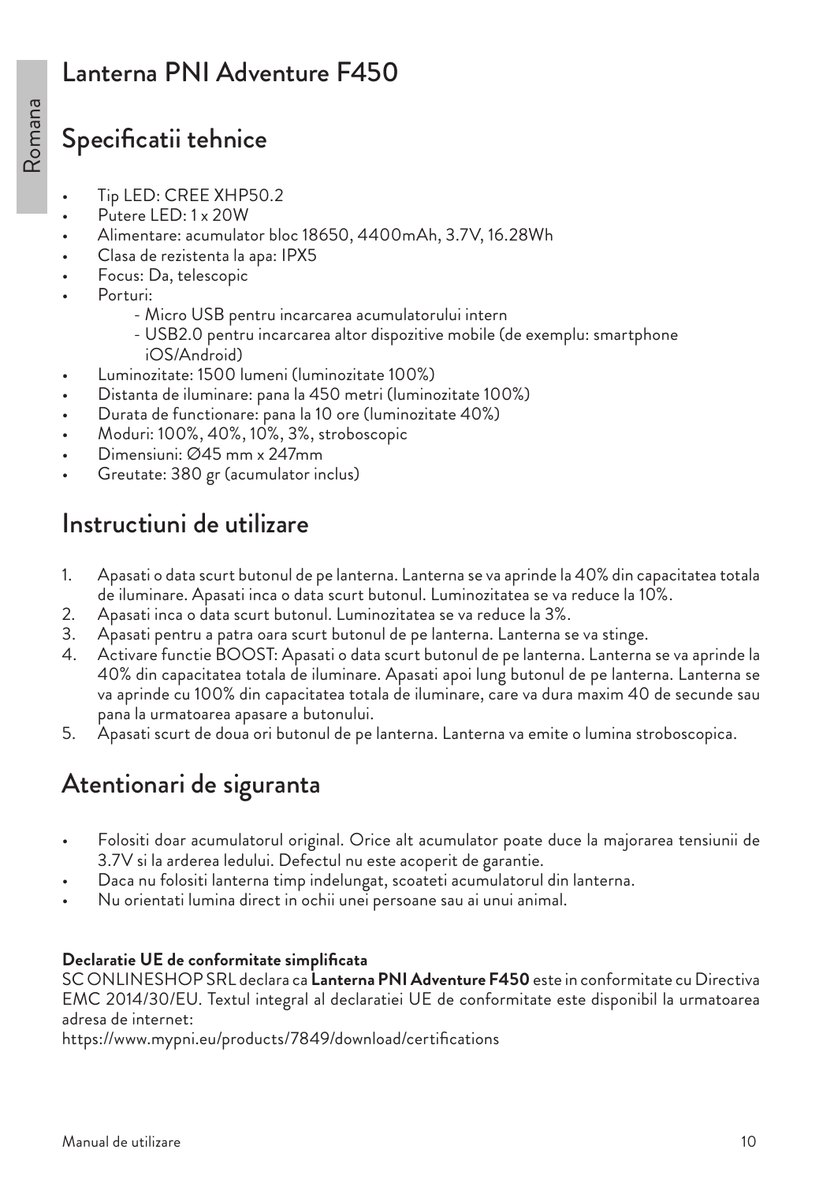# Lanterna PNI Adventure F450

## Specificatii tehnice

- Tip LED: CREE XHP50.2
- Putere LED: 1 x 20W
- Alimentare: acumulator bloc 18650, 4400mAh, 3.7V, 16.28Wh
- Clasa de rezistenta la apa: IPX5
- Focus: Da, telescopic
- Porturi:
  - Micro USB pentru incarcarea acumulatorului intern
  - USB2.0 pentru incarcarea altor dispozitive mobile (de exemplu: smartphone iOS/Android)
- Luminozitate: 1500 lumeni (luminozitate 100%)
- Distanta de iluminare: pana la 450 metri (luminozitate 100%)
- Durata de functionare: pana la 10 ore (luminozitate 40%)
- Moduri: 100%, 40%, 10%, 3%, stroboscopic
- Dimensiuni: Ø45 mm x 247mm
- Greutate: 380 gr (acumulator inclus)

## Instructiuni de utilizare

1. Apasati o data scurt butonul de pe lanterna. Lanterna se va aprinde la 40% din capacitatea totala de iluminare. Apasati inca o data scurt butonul. Luminozitatea se va reduce la 10%.
2. Apasati inca o data scurt butonul. Luminozitatea se va reduce la 3%.
3. Apasati pentru a patra oara scurt butonul de pe lanterna. Lanterna se va stinge.
4. Activare functie BOOST: Apasati o data scurt butonul de pe lanterna. Lanterna se va aprinde la 40% din capacitatea totala de iluminare. Apasati apoi lung butonul de pe lanterna. Lanterna se va aprinde cu 100% din capacitatea totala de iluminare, care va dura maxim 40 de secunde sau pana la urmatoarea apasare a butonului.
5. Apasati scurt de doua ori butonul de pe lanterna. Lanterna va emite o lumina stroboscopica.

## Atentionari de siguranta

- Folositi doar acumulatorul original. Orice alt acumulator poate duce la majorarea tensiunii de 3.7V si la arderea ledului. Defectul nu este acoperit de garantie.
- Daca nu folositi lanterna timp indelungat, scoateti acumulatorul din lanterna.
- Nu orientati lumina direct in ochii unei persoane sau ai unui animal.

**Declaratie UE de conformitate simplificata**

SC ONLINESHOP SRL declara ca **Lanterna PNI Adventure F450** este in conformitate cu Directiva EMC 2014/30/EU. Textul integral al declaratiei UE de conformitate este disponibil la urmatoarea adresa de internet:

https://www.mypni.eu/products/7849/download/certifications